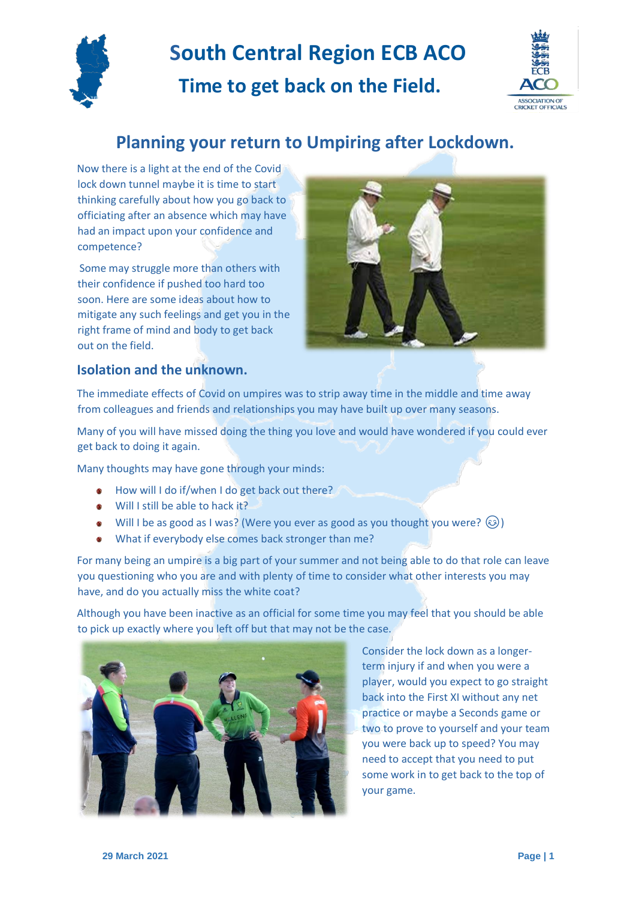# South Central Region ECB ACO

## Time to get back on the Field.

## Planning your return to Umpiring after Lockdown.

Now there is a light at the end of the Covid lock down tunnel maybe it is time to start thinking carefully about how you go back to officiating after an absence which may have had an impact upon your confidence and competence?

Some may struggle more than others with their confidence if pushed too hard too soon. Here are some ideas about how to mitigate any such feelings and get you in the right frame of mind and body to get back out on the field.

### Isolation and the unknown.

The immediate effects of Covid on umpires was to strip away time in the middle and time away from colleagues and friends and relationships you may have built up over many seasons.

Many of you will have missed doing the thing you love and would have wondered if you could ever get back to doing it again.

Many thoughts may have gone through your minds:

- How will I do if/when I do get back out there?
- Will I still be able to hack it?
- Will I be as good as I was? (Were you ever as good as you thought you were? 😉)
- What if everybody else comes back stronger than me?

For many being an umpire is a big part of your summer and not being able to do that role can leave you questioning who you are and with plenty of time to consider what other interests you may have, and do you actually miss the white coat?

Although you have been inactive as an official for some time you may feel that you should be able to pick up exactly where you left off but that may not be the case.

Consider the lock down as a longer-term injury if and when you were a player, would you expect to go straight back into the First XI without any net practice or maybe a Seconds game or two to prove to yourself and your team you were back up to speed? You may need to accept that you need to put some work in to get back to the top of your game.

29 March 2021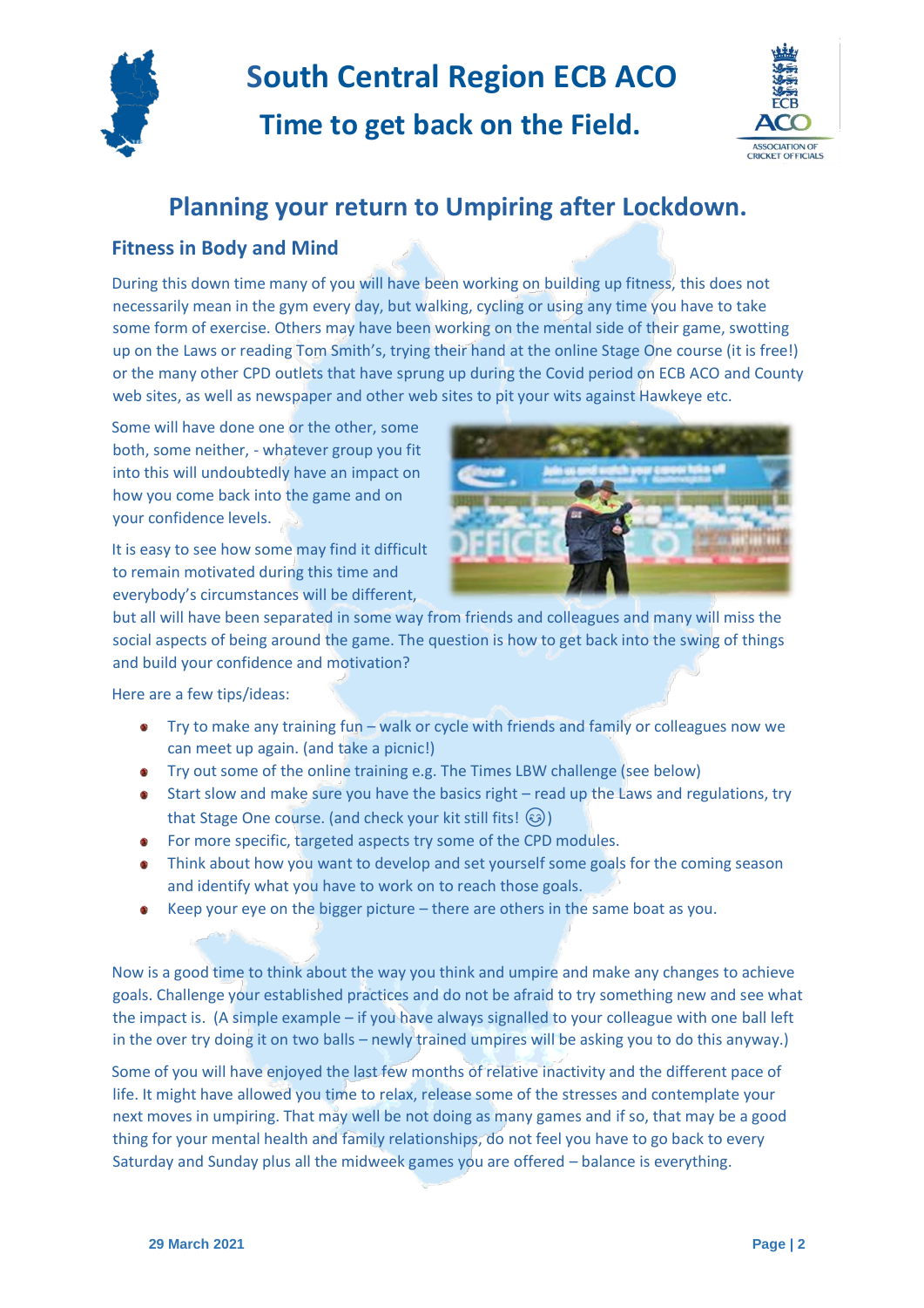# South Central Region ECB ACO

## Time to get back on the Field.

## Planning your return to Umpiring after Lockdown.

### Fitness in Body and Mind

During this down time many of you will have been working on building up fitness, this does not necessarily mean in the gym every day, but walking, cycling or using any time you have to take some form of exercise. Others may have been working on the mental side of their game, swotting up on the Laws or reading Tom Smith's, trying their hand at the online Stage One course (it is free!) or the many other CPD outlets that have sprung up during the Covid period on ECB ACO and County web sites, as well as newspaper and other web sites to pit your wits against Hawkeye etc.

Some will have done one or the other, some both, some neither, - whatever group you fit into this will undoubtedly have an impact on how you come back into the game and on your confidence levels.

It is easy to see how some may find it difficult to remain motivated during this time and everybody's circumstances will be different, but all will have been separated in some way from friends and colleagues and many will miss the social aspects of being around the game. The question is how to get back into the swing of things and build your confidence and motivation?

Here are a few tips/ideas:

- Try to make any training fun – walk or cycle with friends and family or colleagues now we can meet up again. (and take a picnic!)
- Try out some of the online training e.g. The Times LBW challenge (see below)
- Start slow and make sure you have the basics right – read up the Laws and regulations, try that Stage One course. (and check your kit still fits! 😉)
- For more specific, targeted aspects try some of the CPD modules.
- Think about how you want to develop and set yourself some goals for the coming season and identify what you have to work on to reach those goals.
- Keep your eye on the bigger picture – there are others in the same boat as you.

Now is a good time to think about the way you think and umpire and make any changes to achieve goals. Challenge your established practices and do not be afraid to try something new and see what the impact is. (A simple example – if you have always signalled to your colleague with one ball left in the over try doing it on two balls – newly trained umpires will be asking you to do this anyway.)

Some of you will have enjoyed the last few months of relative inactivity and the different pace of life. It might have allowed you time to relax, release some of the stresses and contemplate your next moves in umpiring. That may well be not doing as many games and if so, that may be a good thing for your mental health and family relationships, do not feel you have to go back to every Saturday and Sunday plus all the midweek games you are offered – balance is everything.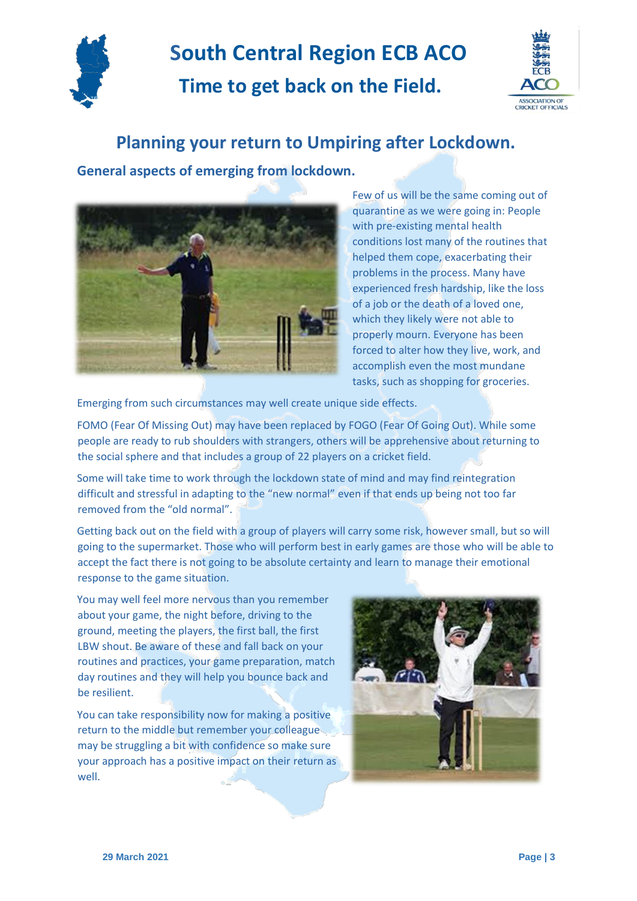# South Central Region ECB ACO

## Time to get back on the Field.

## Planning your return to Umpiring after Lockdown.

### General aspects of emerging from lockdown.

Few of us will be the same coming out of quarantine as we were going in: People with pre-existing mental health conditions lost many of the routines that helped them cope, exacerbating their problems in the process. Many have experienced fresh hardship, like the loss of a job or the death of a loved one, which they likely were not able to properly mourn. Everyone has been forced to alter how they live, work, and accomplish even the most mundane tasks, such as shopping for groceries.

Emerging from such circumstances may well create unique side effects.

FOMO (Fear Of Missing Out) may have been replaced by FOGO (Fear Of Going Out). While some people are ready to rub shoulders with strangers, others will be apprehensive about returning to the social sphere and that includes a group of 22 players on a cricket field.

Some will take time to work through the lockdown state of mind and may find reintegration difficult and stressful in adapting to the "new normal" even if that ends up being not too far removed from the "old normal".

Getting back out on the field with a group of players will carry some risk, however small, but so will going to the supermarket. Those who will perform best in early games are those who will be able to accept the fact there is not going to be absolute certainty and learn to manage their emotional response to the game situation.

You may well feel more nervous than you remember about your game, the night before, driving to the ground, meeting the players, the first ball, the first LBW shout. Be aware of these and fall back on your routines and practices, your game preparation, match day routines and they will help you bounce back and be resilient.

You can take responsibility now for making a positive return to the middle but remember your colleague may be struggling a bit with confidence so make sure your approach has a positive impact on their return as well.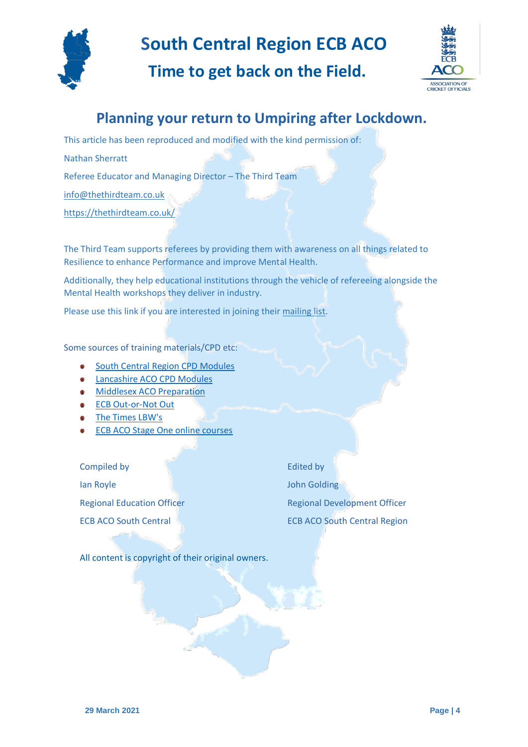# South Central Region ECB ACO

## Time to get back on the Field.

## Planning your return to Umpiring after Lockdown.

This article has been reproduced and modified with the kind permission of:

Nathan Sherratt

Referee Educator and Managing Director – The Third Team

info@thethirdteam.co.uk

https://thethirdteam.co.uk/

The Third Team supports referees by providing them with awareness on all things related to Resilience to enhance Performance and improve Mental Health.

Additionally, they help educational institutions through the vehicle of refereeing alongside the Mental Health workshops they deliver in industry.

Please use this link if you are interested in joining their mailing list.

Some sources of training materials/CPD etc:

- South Central Region CPD Modules
- Lancashire ACO CPD Modules
- Middlesex ACO Preparation
- ECB Out-or-Not Out
- The Times LBW's
- ECB ACO Stage One online courses

Compiled by

Ian Royle

Regional Education Officer

ECB ACO South Central

Edited by

John Golding

Regional Development Officer

ECB ACO South Central Region

All content is copyright of their original owners.

29 March 2021